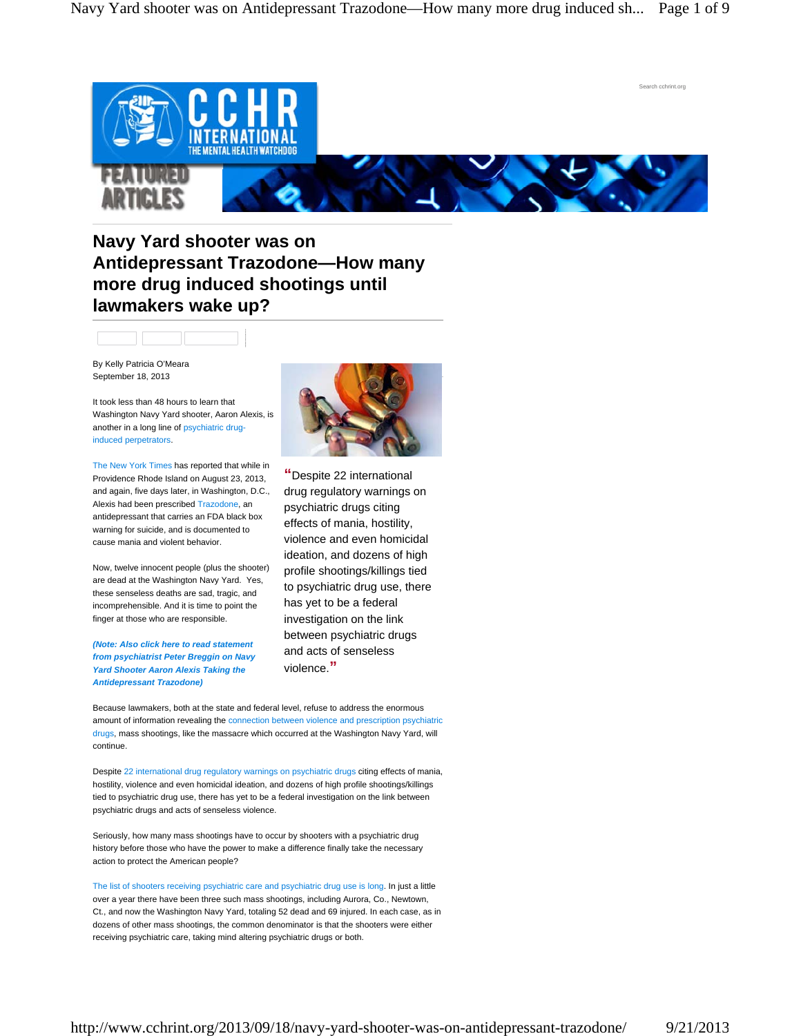Search cchrint.org

CCHR INTERNATIONAL
THE MENTAL HEALTH WATCHDOG

FEATURED ARTICLES

# Navy Yard shooter was on Antidepressant Trazodone—How many more drug induced shootings until lawmakers wake up?

By Kelly Patricia O'Meara
September 18, 2013

It took less than 48 hours to learn that Washington Navy Yard shooter, Aaron Alexis, is another in a long line of psychiatric drug-induced perpetrators.

The New York Times has reported that while in Providence Rhode Island on August 23, 2013, and again, five days later, in Washington, D.C., Alexis had been prescribed Trazodone, an antidepressant that carries an FDA black box warning for suicide, and is documented to cause mania and violent behavior.

Now, twelve innocent people (plus the shooter) are dead at the Washington Navy Yard. Yes, these senseless deaths are sad, tragic, and incomprehensible. And it is time to point the finger at those who are responsible.

***(Note: Also click here to read statement from psychiatrist Peter Breggin on Navy Yard Shooter Aaron Alexis Taking the Antidepressant Trazodone)***

> "Despite 22 international drug regulatory warnings on psychiatric drugs citing effects of mania, hostility, violence and even homicidal ideation, and dozens of high profile shootings/killings tied to psychiatric drug use, there has yet to be a federal investigation on the link between psychiatric drugs and acts of senseless violence."

Because lawmakers, both at the state and federal level, refuse to address the enormous amount of information revealing the connection between violence and prescription psychiatric drugs, mass shootings, like the massacre which occurred at the Washington Navy Yard, will continue.

Despite 22 international drug regulatory warnings on psychiatric drugs citing effects of mania, hostility, violence and even homicidal ideation, and dozens of high profile shootings/killings tied to psychiatric drug use, there has yet to be a federal investigation on the link between psychiatric drugs and acts of senseless violence.

Seriously, how many mass shootings have to occur by shooters with a psychiatric drug history before those who have the power to make a difference finally take the necessary action to protect the American people?

The list of shooters receiving psychiatric care and psychiatric drug use is long. In just a little over a year there have been three such mass shootings, including Aurora, Co., Newtown, Ct., and now the Washington Navy Yard, totaling 52 dead and 69 injured. In each case, as in dozens of other mass shootings, the common denominator is that the shooters were either receiving psychiatric care, taking mind altering psychiatric drugs or both.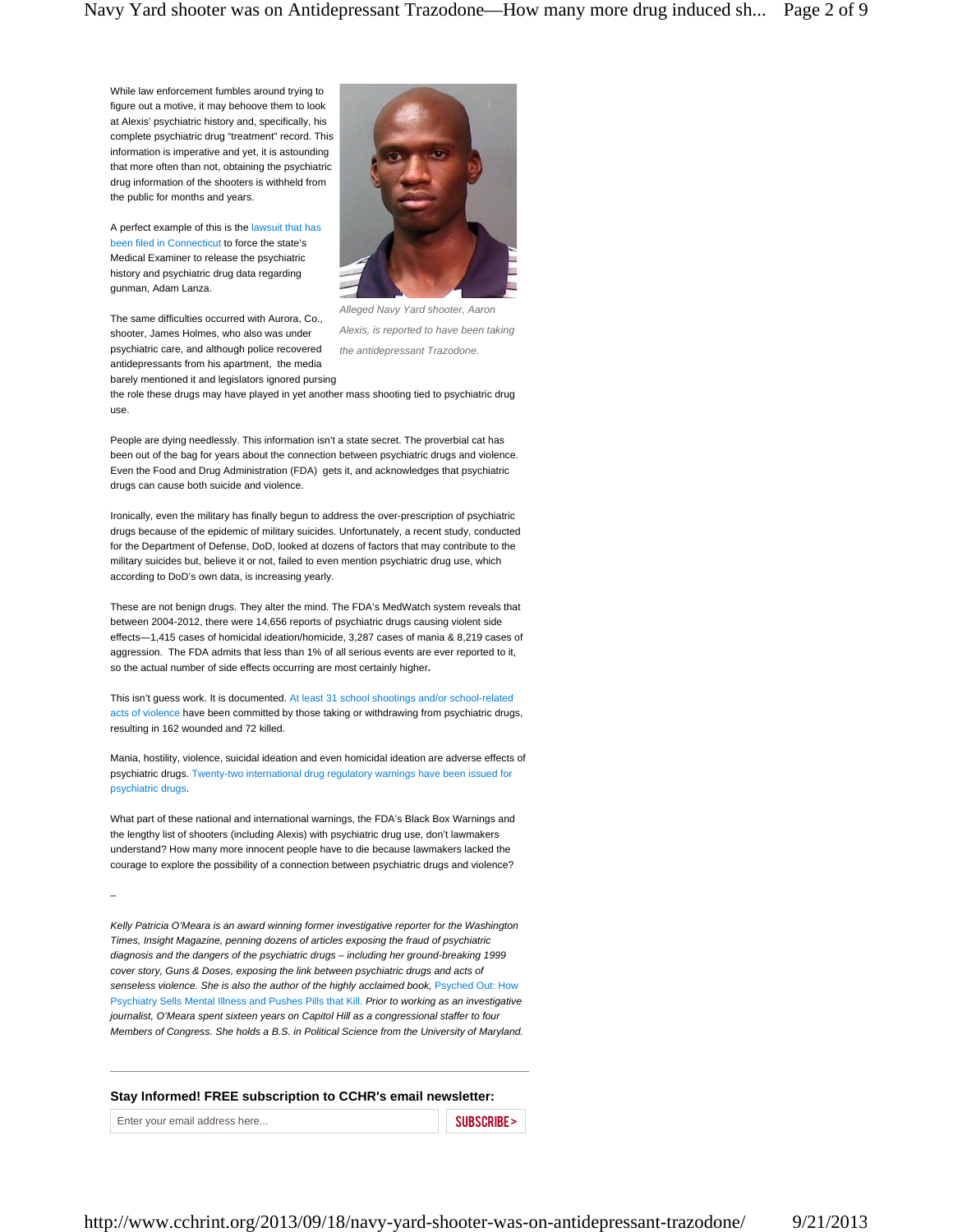While law enforcement fumbles around trying to figure out a motive, it may behoove them to look at Alexis' psychiatric history and, specifically, his complete psychiatric drug "treatment" record. This information is imperative and yet, it is astounding that more often than not, obtaining the psychiatric drug information of the shooters is withheld from the public for months and years.

A perfect example of this is the lawsuit that has been filed in Connecticut to force the state's Medical Examiner to release the psychiatric history and psychiatric drug data regarding gunman, Adam Lanza.

*Alleged Navy Yard shooter, Aaron Alexis, is reported to have been taking the antidepressant Trazodone.*

The same difficulties occurred with Aurora, Co., shooter, James Holmes, who also was under psychiatric care, and although police recovered antidepressants from his apartment, the media barely mentioned it and legislators ignored pursing the role these drugs may have played in yet another mass shooting tied to psychiatric drug use.

People are dying needlessly. This information isn't a state secret. The proverbial cat has been out of the bag for years about the connection between psychiatric drugs and violence. Even the Food and Drug Administration (FDA) gets it, and acknowledges that psychiatric drugs can cause both suicide and violence.

Ironically, even the military has finally begun to address the over-prescription of psychiatric drugs because of the epidemic of military suicides. Unfortunately, a recent study, conducted for the Department of Defense, DoD, looked at dozens of factors that may contribute to the military suicides but, believe it or not, failed to even mention psychiatric drug use, which according to DoD's own data, is increasing yearly.

These are not benign drugs. They alter the mind. The FDA's MedWatch system reveals that between 2004-2012, there were 14,656 reports of psychiatric drugs causing violent side effects—1,415 cases of homicidal ideation/homicide, 3,287 cases of mania & 8,219 cases of aggression. The FDA admits that less than 1% of all serious events are ever reported to it, so the actual number of side effects occurring are most certainly higher**.**

This isn't guess work. It is documented. At least 31 school shootings and/or school-related acts of violence have been committed by those taking or withdrawing from psychiatric drugs, resulting in 162 wounded and 72 killed.

Mania, hostility, violence, suicidal ideation and even homicidal ideation are adverse effects of psychiatric drugs. Twenty-two international drug regulatory warnings have been issued for psychiatric drugs.

What part of these national and international warnings, the FDA's Black Box Warnings and the lengthy list of shooters (including Alexis) with psychiatric drug use, don't lawmakers understand? How many more innocent people have to die because lawmakers lacked the courage to explore the possibility of a connection between psychiatric drugs and violence?

–

*Kelly Patricia O'Meara is an award winning former investigative reporter for the Washington Times, Insight Magazine, penning dozens of articles exposing the fraud of psychiatric diagnosis and the dangers of the psychiatric drugs – including her ground-breaking 1999 cover story, Guns & Doses, exposing the link between psychiatric drugs and acts of senseless violence. She is also the author of the highly acclaimed book,* Psyched Out: How Psychiatry Sells Mental Illness and Pushes Pills that Kill. *Prior to working as an investigative journalist, O'Meara spent sixteen years on Capitol Hill as a congressional staffer to four Members of Congress. She holds a B.S. in Political Science from the University of Maryland.*

---

**Stay Informed! FREE subscription to CCHR's email newsletter:**

Enter your email address here... SUBSCRIBE >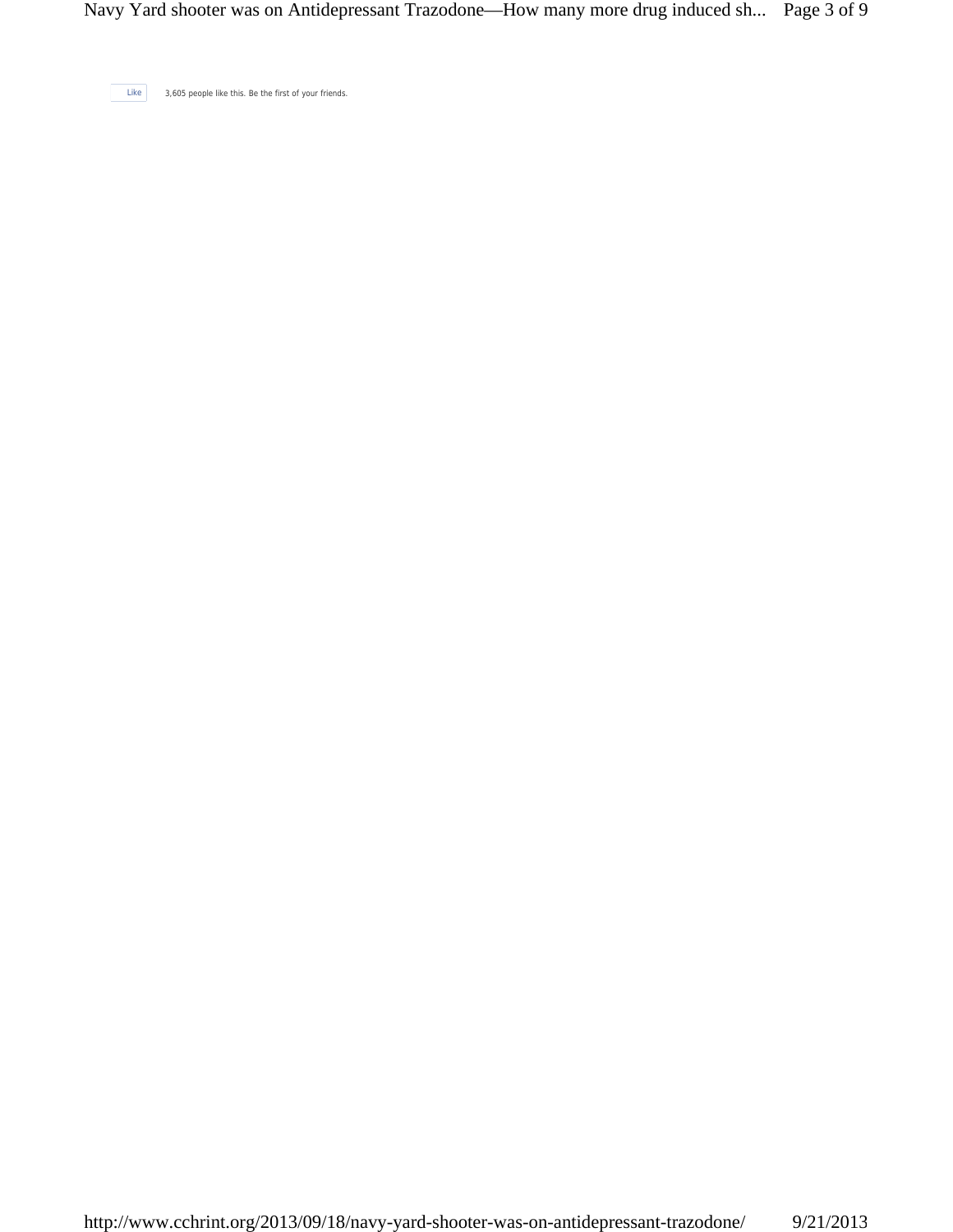Like 3,605 people like this. Be the first of your friends.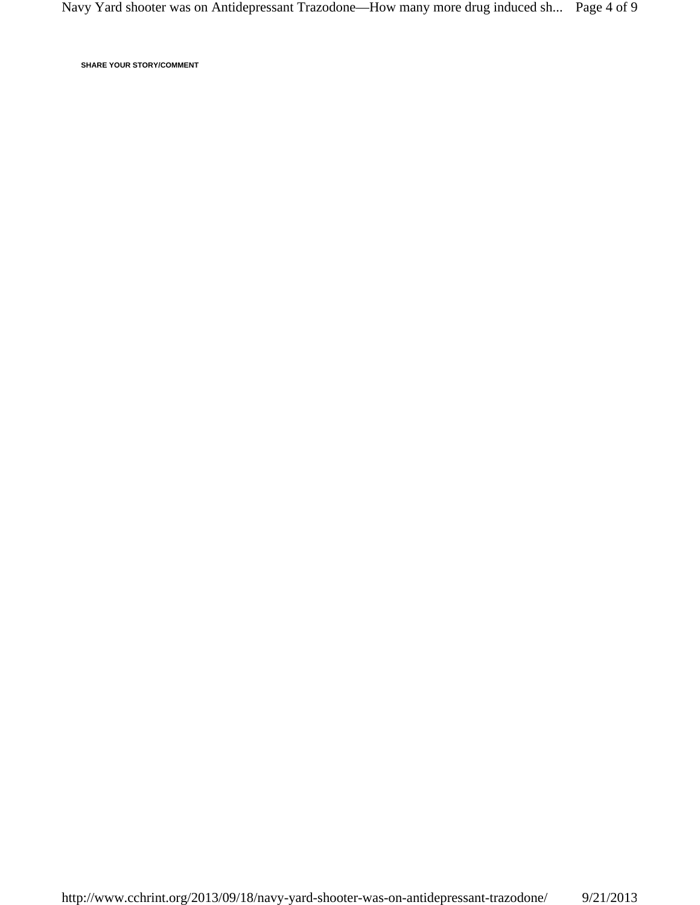**SHARE YOUR STORY/COMMENT**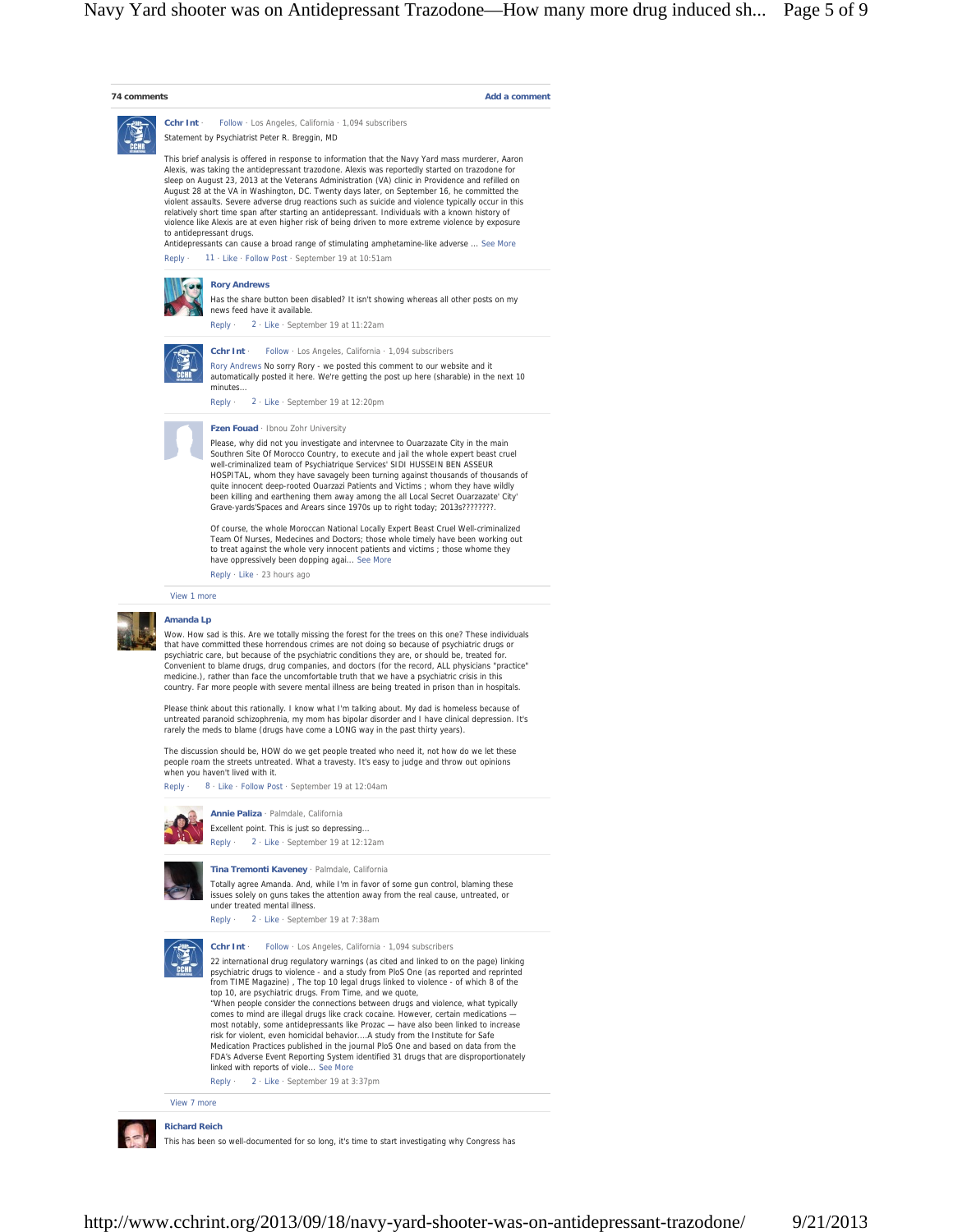**74 comments** Add a comment

**Cchr Int** · Follow · Los Angeles, California · 1,094 subscribers

Statement by Psychiatrist Peter R. Breggin, MD

This brief analysis is offered in response to information that the Navy Yard mass murderer, Aaron Alexis, was taking the antidepressant trazodone. Alexis was reportedly started on trazodone for sleep on August 23, 2013 at the Veterans Administration (VA) clinic in Providence and refilled on August 28 at the VA in Washington, DC. Twenty days later, on September 16, he committed the violent assaults. Severe adverse drug reactions such as suicide and violence typically occur in this relatively short time span after starting an antidepressant. Individuals with a known history of violence like Alexis are at even higher risk of being driven to more extreme violence by exposure to antidepressant drugs.

Antidepressants can cause a broad range of stimulating amphetamine-like adverse ... See More

Reply · 11 · Like · Follow Post · September 19 at 10:51am

> **Rory Andrews**
>
> Has the share button been disabled? It isn't showing whereas all other posts on my news feed have it available.
>
> Reply · 2 · Like · September 19 at 11:22am

> **Cchr Int** · Follow · Los Angeles, California · 1,094 subscribers
>
> Rory Andrews No sorry Rory - we posted this comment to our website and it automatically posted it here. We're getting the post up here (sharable) in the next 10 minutes...
>
> Reply · 2 · Like · September 19 at 12:20pm

> **Fzen Fouad** · Ibnou Zohr University
>
> Please, why did not you investigate and intervnee to Ouarzazate City in the main Southren Site Of Morocco Country, to execute and jail the whole expert beast cruel well-criminalized team of Psychiatrique Services' SIDI HUSSEIN BEN ASSEUR HOSPITAL, whom they have savagely been turning against thousands of thousands of quite innocent deep-rooted Ouarzazi Patients and Victims ; whom they have wildly been killing and earthening them away among the all Local Secret Ouarzazate' City' Grave-yards'Spaces and Arears since 1970s up to right today; 2013s????????.
>
> Of course, the whole Moroccan National Locally Expert Beast Cruel Well-criminalized Team Of Nurses, Medecines and Doctors; those whole timely have been working out to treat against the whole very innocent patients and victims ; those whome they have oppressively been dopping agai... See More
>
> Reply · Like · 23 hours ago

View 1 more

**Amanda Lp**

Wow. How sad is this. Are we totally missing the forest for the trees on this one? These individuals that have committed these horrendous crimes are not doing so because of psychiatric drugs or psychiatric care, but because of the psychiatric conditions they are, or should be, treated for. Convenient to blame drugs, drug companies, and doctors (for the record, ALL physicians "practice" medicine.), rather than face the uncomfortable truth that we have a psychiatric crisis in this country. Far more people with severe mental illness are being treated in prison than in hospitals.

Please think about this rationally. I know what I'm talking about. My dad is homeless because of untreated paranoid schizophrenia, my mom has bipolar disorder and I have clinical depression. It's rarely the meds to blame (drugs have come a LONG way in the past thirty years).

The discussion should be, HOW do we get people treated who need it, not how do we let these people roam the streets untreated. What a travesty. It's easy to judge and throw out opinions when you haven't lived with it.

Reply · 8 · Like · Follow Post · September 19 at 12:04am

> **Annie Paliza** · Palmdale, California
>
> Excellent point. This is just so depressing...
>
> Reply · 2 · Like · September 19 at 12:12am

> **Tina Tremonti Kaveney** · Palmdale, California
>
> Totally agree Amanda. And, while I'm in favor of some gun control, blaming these issues solely on guns takes the attention away from the real cause, untreated, or under treated mental illness.
>
> Reply · 2 · Like · September 19 at 7:38am

> **Cchr Int** · Follow · Los Angeles, California · 1,094 subscribers
>
> 22 international drug regulatory warnings (as cited and linked to on the page) linking psychiatric drugs to violence - and a study from PloS One (as reported and reprinted from TIME Magazine) , The top 10 legal drugs linked to violence - of which 8 of the top 10, are psychiatric drugs. From Time, and we quote,
>
> "When people consider the connections between drugs and violence, what typically comes to mind are illegal drugs like crack cocaine. However, certain medications — most notably, some antidepressants like Prozac — have also been linked to increase risk for violent, even homicidal behavior....A study from the Institute for Safe Medication Practices published in the journal PloS One and based on data from the FDA's Adverse Event Reporting System identified 31 drugs that are disproportionately linked with reports of viole... See More
>
> Reply · 2 · Like · September 19 at 3:37pm

View 7 more

**Richard Reich**

This has been so well-documented for so long, it's time to start investigating why Congress has